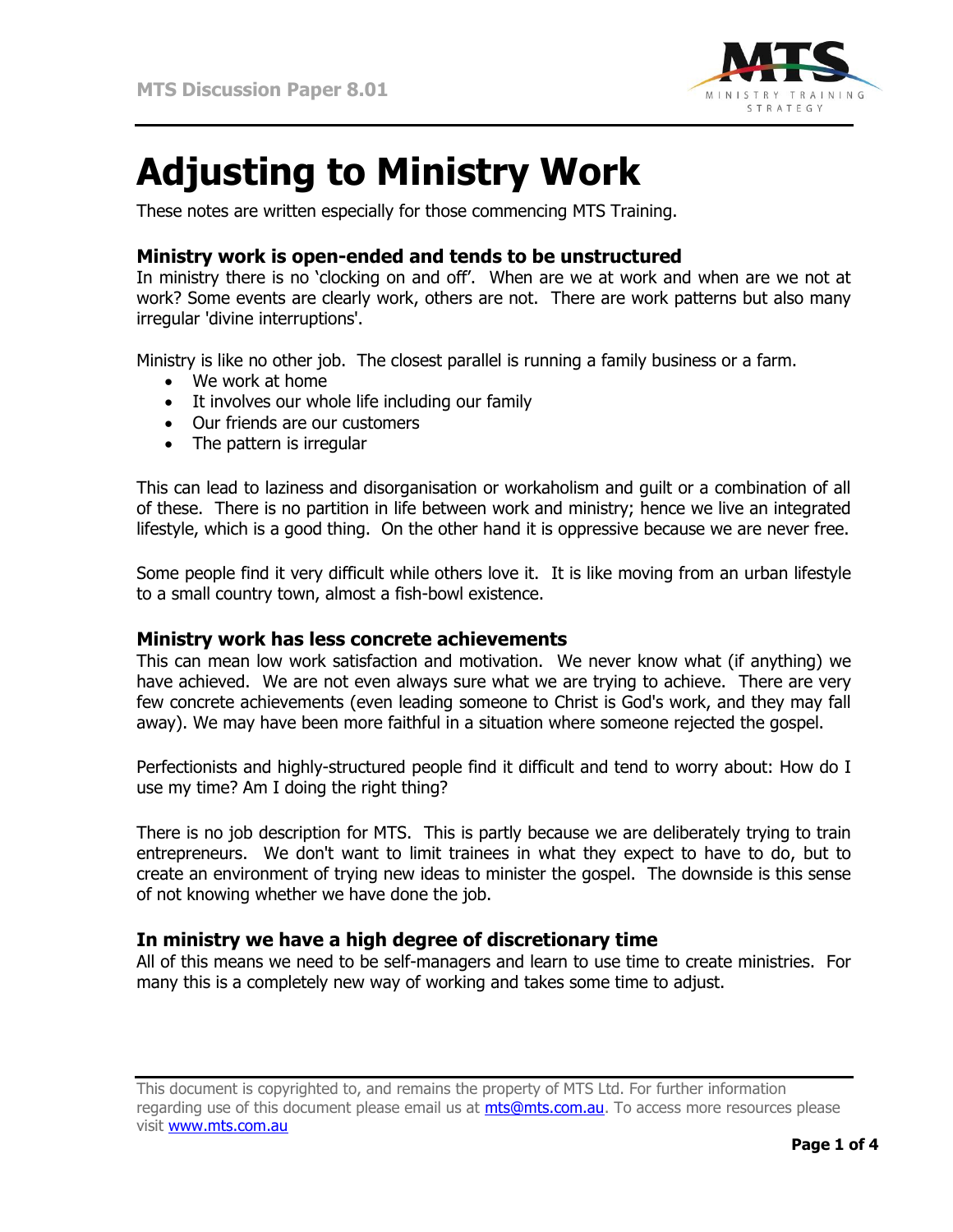# Adjusting to Ministry Work

These notes are written especially for those commencing MTS Training.

### Ministry work is open-ended and tends to be unstructured

In ministry there is no 'clocking on and off'. When are we at work and when are we not at work? Some events are clearly work, others are not. There are work patterns but also many irregular 'divine interruptions'.

Ministry is like no other job. The closest parallel is running a family business or a farm.

- We work at home
- It involves our whole life including our family
- Our friends are our customers
- The pattern is irregular

This can lead to laziness and disorganisation or workaholism and guilt or a combination of all of these. There is no partition in life between work and ministry; hence we live an integrated lifestyle, which is a good thing. On the other hand it is oppressive because we are never free.

Some people find it very difficult while others love it. It is like moving from an urban lifestyle to a small country town, almost a fish-bowl existence.

### Ministry work has less concrete achievements

This can mean low work satisfaction and motivation. We never know what (if anything) we have achieved. We are not even always sure what we are trying to achieve. There are very few concrete achievements (even leading someone to Christ is God's work, and they may fall away). We may have been more faithful in a situation where someone rejected the gospel.

Perfectionists and highly-structured people find it difficult and tend to worry about: How do I use my time? Am I doing the right thing?

There is no job description for MTS. This is partly because we are deliberately trying to train entrepreneurs. We don't want to limit trainees in what they expect to have to do, but to create an environment of trying new ideas to minister the gospel. The downside is this sense of not knowing whether we have done the job.

### In ministry we have a high degree of discretionary time

All of this means we need to be self-managers and learn to use time to create ministries. For many this is a completely new way of working and takes some time to adjust.

This document is copyrighted to, and remains the property of MTS Ltd. For further information regarding use of this document please email us at mts@mts.com.au. To access more resources please visit www.mts.com.au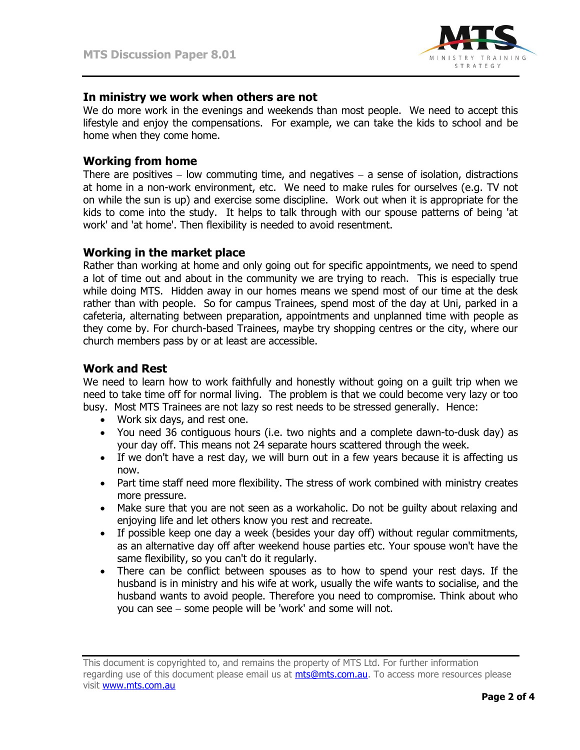## In ministry we work when others are not

We do more work in the evenings and weekends than most people. We need to accept this lifestyle and enjoy the compensations. For example, we can take the kids to school and be home when they come home.

## Working from home

There are positives – low commuting time, and negatives – a sense of isolation, distractions at home in a non-work environment, etc. We need to make rules for ourselves (e.g. TV not on while the sun is up) and exercise some discipline. Work out when it is appropriate for the kids to come into the study. It helps to talk through with our spouse patterns of being 'at work' and 'at home'. Then flexibility is needed to avoid resentment.

## Working in the market place

Rather than working at home and only going out for specific appointments, we need to spend a lot of time out and about in the community we are trying to reach. This is especially true while doing MTS. Hidden away in our homes means we spend most of our time at the desk rather than with people. So for campus Trainees, spend most of the day at Uni, parked in a cafeteria, alternating between preparation, appointments and unplanned time with people as they come by. For church-based Trainees, maybe try shopping centres or the city, where our church members pass by or at least are accessible.

## Work and Rest

We need to learn how to work faithfully and honestly without going on a guilt trip when we need to take time off for normal living. The problem is that we could become very lazy or too busy. Most MTS Trainees are not lazy so rest needs to be stressed generally. Hence:

- Work six days, and rest one.
- You need 36 contiguous hours (i.e. two nights and a complete dawn-to-dusk day) as your day off. This means not 24 separate hours scattered through the week.
- If we don't have a rest day, we will burn out in a few years because it is affecting us now.
- Part time staff need more flexibility. The stress of work combined with ministry creates more pressure.
- Make sure that you are not seen as a workaholic. Do not be guilty about relaxing and enjoying life and let others know you rest and recreate.
- If possible keep one day a week (besides your day off) without regular commitments, as an alternative day off after weekend house parties etc. Your spouse won't have the same flexibility, so you can't do it regularly.
- There can be conflict between spouses as to how to spend your rest days. If the husband is in ministry and his wife at work, usually the wife wants to socialise, and the husband wants to avoid people. Therefore you need to compromise. Think about who you can see – some people will be 'work' and some will not.

This document is copyrighted to, and remains the property of MTS Ltd. For further information regarding use of this document please email us at mts@mts.com.au. To access more resources please visit www.mts.com.au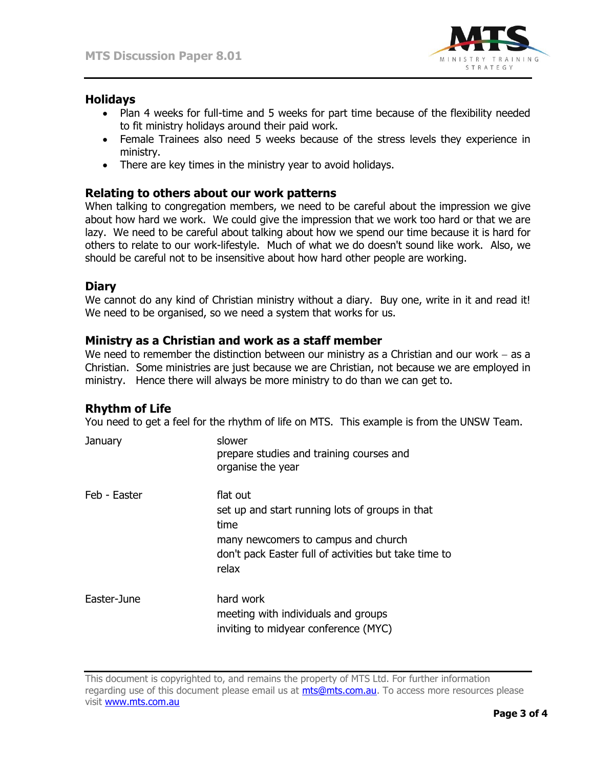### Holidays

- Plan 4 weeks for full-time and 5 weeks for part time because of the flexibility needed to fit ministry holidays around their paid work.
- Female Trainees also need 5 weeks because of the stress levels they experience in ministry.
- There are key times in the ministry year to avoid holidays.

### Relating to others about our work patterns

When talking to congregation members, we need to be careful about the impression we give about how hard we work. We could give the impression that we work too hard or that we are lazy. We need to be careful about talking about how we spend our time because it is hard for others to relate to our work-lifestyle. Much of what we do doesn't sound like work. Also, we should be careful not to be insensitive about how hard other people are working.

### Diary

We cannot do any kind of Christian ministry without a diary. Buy one, write in it and read it! We need to be organised, so we need a system that works for us.

### Ministry as a Christian and work as a staff member

We need to remember the distinction between our ministry as a Christian and our work – as a Christian. Some ministries are just because we are Christian, not because we are employed in ministry. Hence there will always be more ministry to do than we can get to.

### Rhythm of Life

You need to get a feel for the rhythm of life on MTS. This example is from the UNSW Team.

| | |
|---|---|
| January | slower<br>prepare studies and training courses and organise the year |
| Feb - Easter | flat out<br>set up and start running lots of groups in that time<br>many newcomers to campus and church<br>don't pack Easter full of activities but take time to relax |
| Easter-June | hard work<br>meeting with individuals and groups<br>inviting to midyear conference (MYC) |

This document is copyrighted to, and remains the property of MTS Ltd. For further information regarding use of this document please email us at mts@mts.com.au. To access more resources please visit www.mts.com.au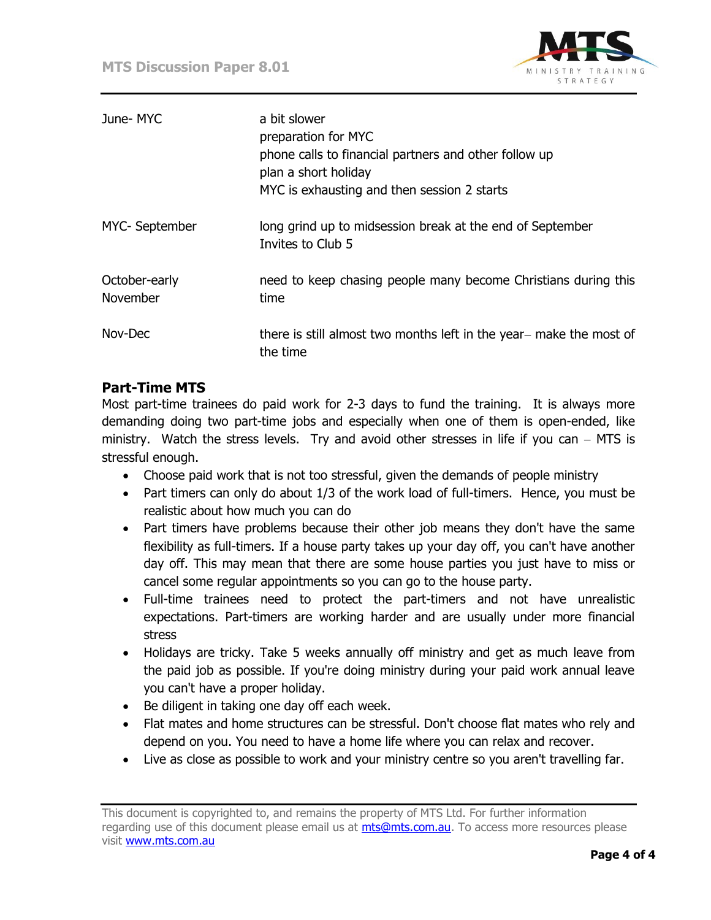| | |
|---|---|
| June- MYC | a bit slower<br>preparation for MYC<br>phone calls to financial partners and other follow up<br>plan a short holiday<br>MYC is exhausting and then session 2 starts |
| MYC- September | long grind up to midsession break at the end of September<br>Invites to Club 5 |
| October-early November | need to keep chasing people many become Christians during this time |
| Nov-Dec | there is still almost two months left in the year– make the most of the time |

### Part-Time MTS

Most part-time trainees do paid work for 2-3 days to fund the training. It is always more demanding doing two part-time jobs and especially when one of them is open-ended, like ministry. Watch the stress levels. Try and avoid other stresses in life if you can – MTS is stressful enough.

- Choose paid work that is not too stressful, given the demands of people ministry
- Part timers can only do about 1/3 of the work load of full-timers. Hence, you must be realistic about how much you can do
- Part timers have problems because their other job means they don't have the same flexibility as full-timers. If a house party takes up your day off, you can't have another day off. This may mean that there are some house parties you just have to miss or cancel some regular appointments so you can go to the house party.
- Full-time trainees need to protect the part-timers and not have unrealistic expectations. Part-timers are working harder and are usually under more financial stress
- Holidays are tricky. Take 5 weeks annually off ministry and get as much leave from the paid job as possible. If you're doing ministry during your paid work annual leave you can't have a proper holiday.
- Be diligent in taking one day off each week.
- Flat mates and home structures can be stressful. Don't choose flat mates who rely and depend on you. You need to have a home life where you can relax and recover.
- Live as close as possible to work and your ministry centre so you aren't travelling far.

This document is copyrighted to, and remains the property of MTS Ltd. For further information regarding use of this document please email us at mts@mts.com.au. To access more resources please visit www.mts.com.au